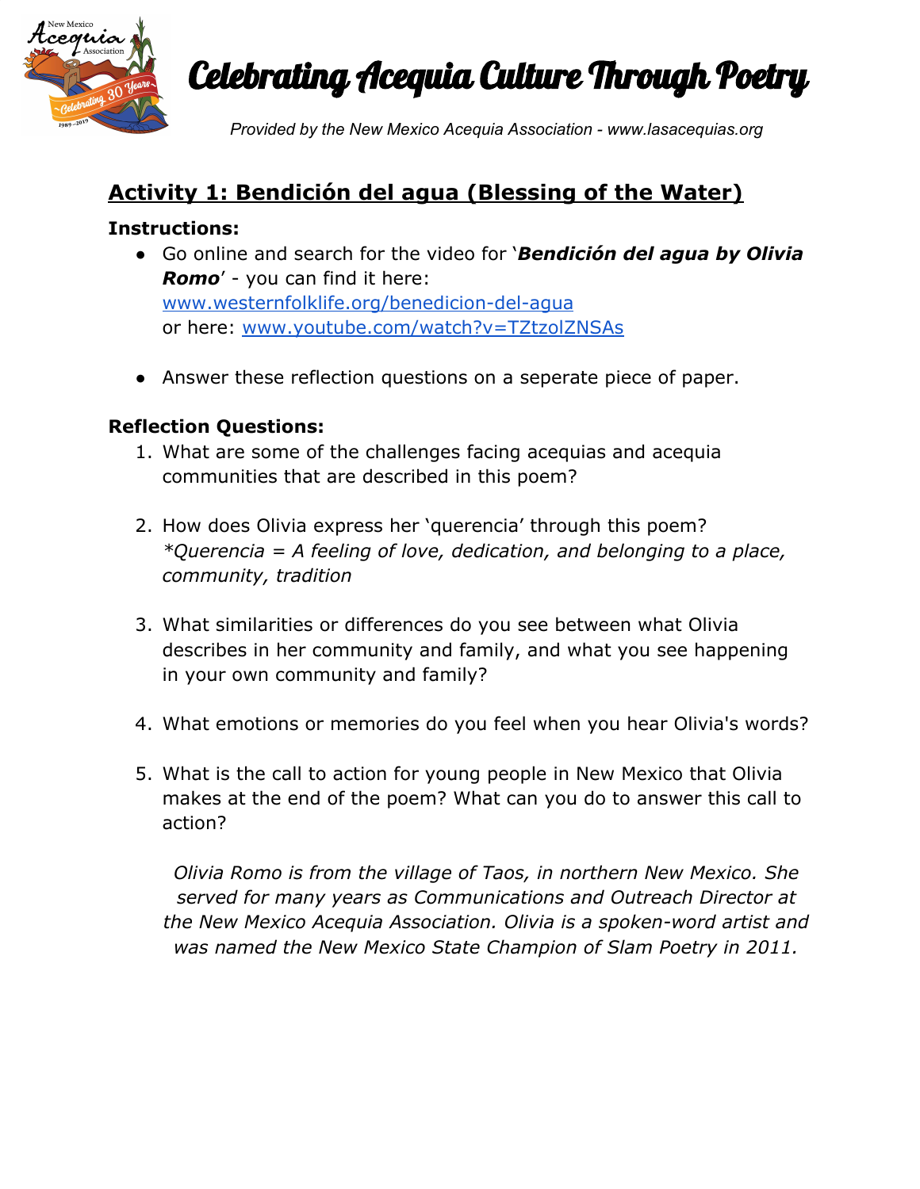# Celebrating Acequia Culture Through Poetry

*Provided by the New Mexico Acequia Association - www.lasacequias.org*

## Activity 1: Bendición del agua (Blessing of the Water)

**Instructions:**

- Go online and search for the video for '***Bendición del agua by Olivia Romo***' - you can find it here: [www.westernfolklife.org/benedicion-del-agua](http://www.westernfolklife.org/benedicion-del-agua)
  or here: [www.youtube.com/watch?v=TZtzolZNSAs](http://www.youtube.com/watch?v=TZtzolZNSAs)

- Answer these reflection questions on a seperate piece of paper.

**Reflection Questions:**

1. What are some of the challenges facing acequias and acequia communities that are described in this poem?

2. How does Olivia express her 'querencia' through this poem?
   *\*Querencia = A feeling of love, dedication, and belonging to a place, community, tradition*

3. What similarities or differences do you see between what Olivia describes in her community and family, and what you see happening in your own community and family?

4. What emotions or memories do you feel when you hear Olivia's words?

5. What is the call to action for young people in New Mexico that Olivia makes at the end of the poem? What can you do to answer this call to action?

*Olivia Romo is from the village of Taos, in northern New Mexico. She served for many years as Communications and Outreach Director at the New Mexico Acequia Association. Olivia is a spoken-word artist and was named the New Mexico State Champion of Slam Poetry in 2011.*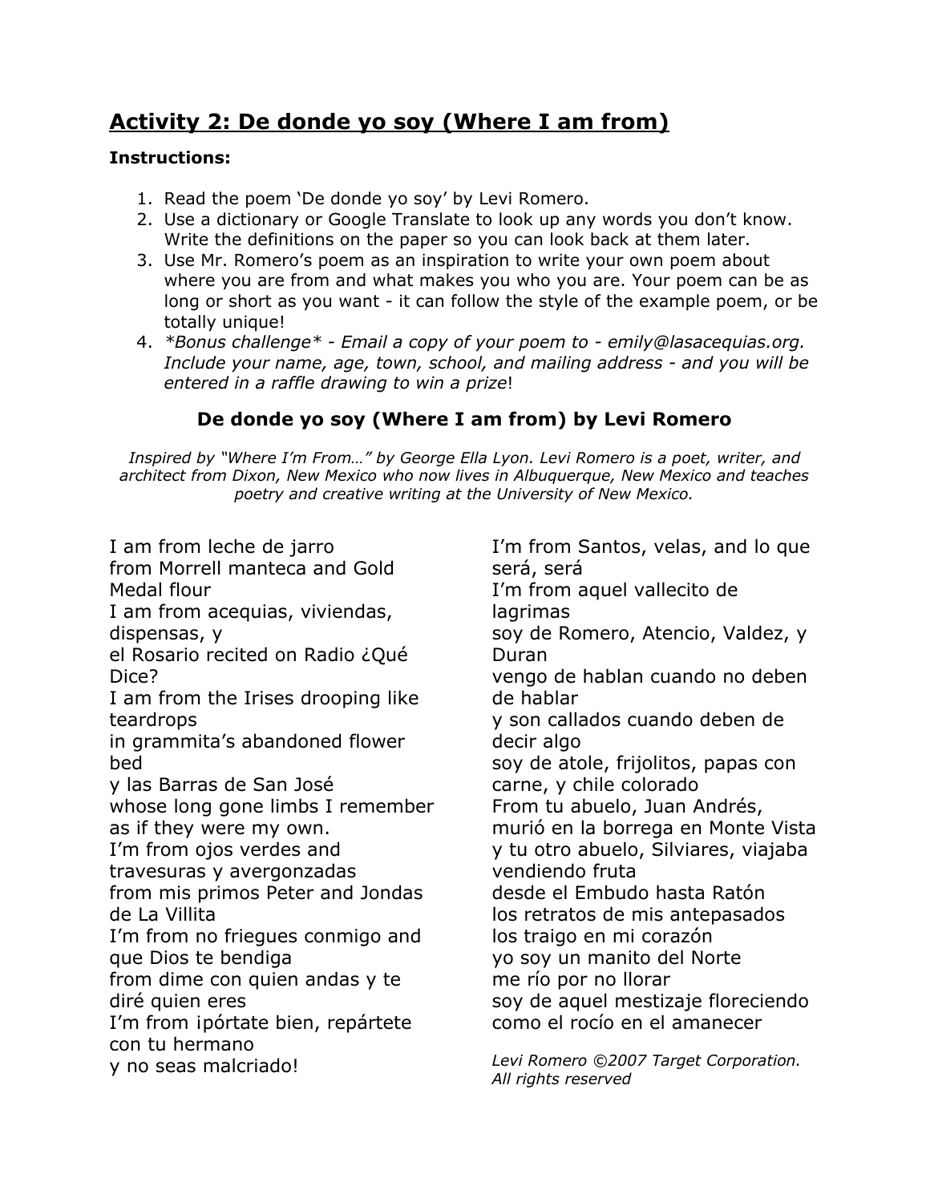## Activity 2: De donde yo soy (Where I am from)

**Instructions:**

1. Read the poem 'De donde yo soy' by Levi Romero.
2. Use a dictionary or Google Translate to look up any words you don't know. Write the definitions on the paper so you can look back at them later.
3. Use Mr. Romero's poem as an inspiration to write your own poem about where you are from and what makes you who you are. Your poem can be as long or short as you want - it can follow the style of the example poem, or be totally unique!
4. *\*Bonus challenge\* - Email a copy of your poem to - emily@lasacequias.org. Include your name, age, town, school, and mailing address - and you will be entered in a raffle drawing to win a prize*!

### De donde yo soy (Where I am from) by Levi Romero

*Inspired by "Where I'm From…" by George Ella Lyon. Levi Romero is a poet, writer, and architect from Dixon, New Mexico who now lives in Albuquerque, New Mexico and teaches poetry and creative writing at the University of New Mexico.*

I am from leche de jarro
from Morrell manteca and Gold Medal flour
I am from acequias, viviendas, dispensas, y
el Rosario recited on Radio ¿Qué Dice?
I am from the Irises drooping like teardrops
in grammita's abandoned flower bed
y las Barras de San José
whose long gone limbs I remember as if they were my own.
I'm from ojos verdes and travesuras y avergonzadas
from mis primos Peter and Jondas de La Villita
I'm from no friegues conmigo and que Dios te bendiga
from dime con quien andas y te diré quien eres
I'm from ¡pórtate bien, repártete con tu hermano
y no seas malcriado!
I'm from Santos, velas, and lo que será, será
I'm from aquel vallecito de lagrimas
soy de Romero, Atencio, Valdez, y Duran
vengo de hablan cuando no deben de hablar
y son callados cuando deben de decir algo
soy de atole, frijolitos, papas con carne, y chile colorado
From tu abuelo, Juan Andrés,
murió en la borrega en Monte Vista
y tu otro abuelo, Silviares, viajaba vendiendo fruta
desde el Embudo hasta Ratón
los retratos de mis antepasados
los traigo en mi corazón
yo soy un manito del Norte
me río por no llorar
soy de aquel mestizaje floreciendo
como el rocío en el amanecer

*Levi Romero ©2007 Target Corporation. All rights reserved*